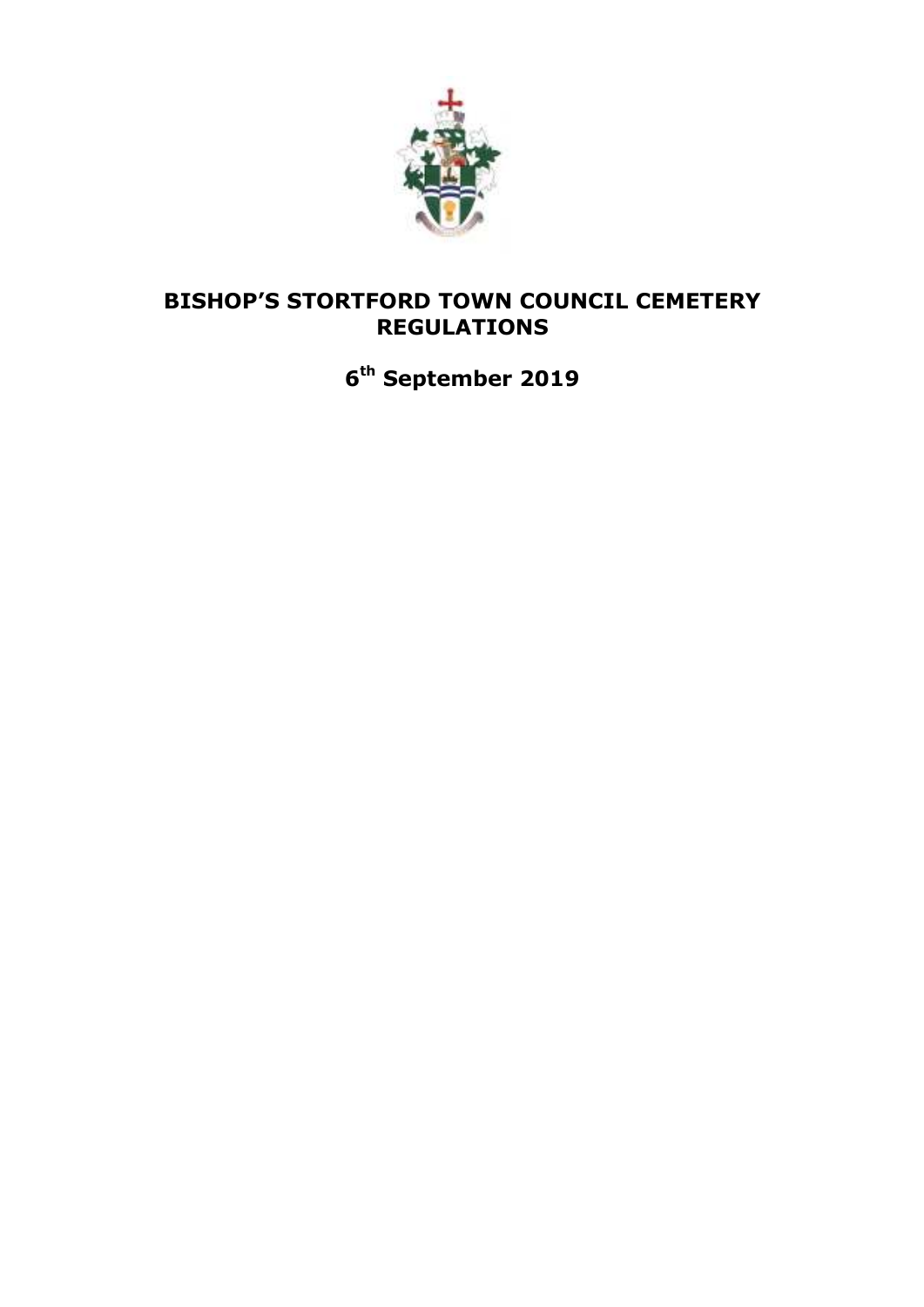# BISHOP'S STORTFORD TOWN COUNCIL CEMETERY REGULATIONS

**6th September 2019**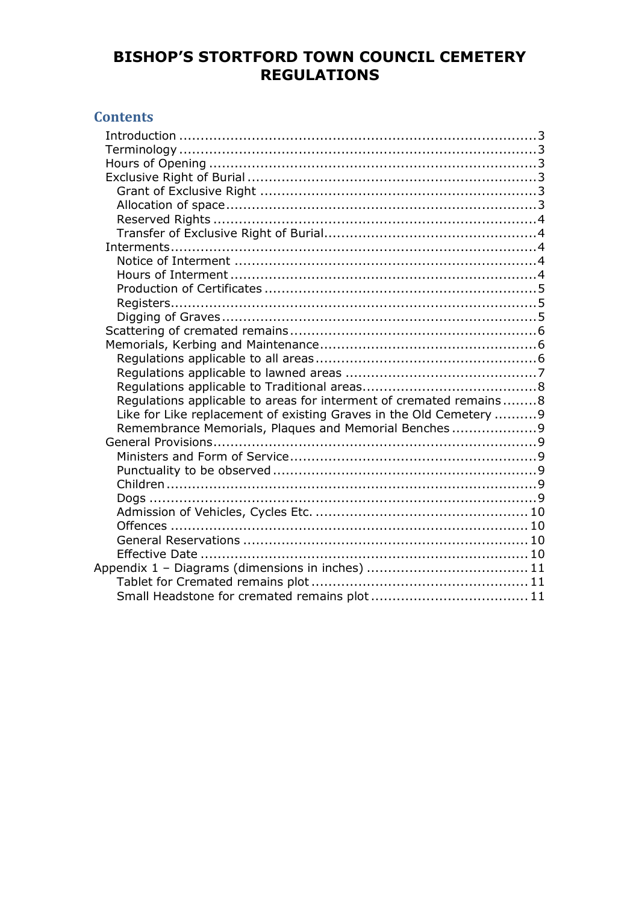# BISHOP'S STORTFORD TOWN COUNCIL CEMETERY REGULATIONS

## Contents

- Introduction ....... 3
- Terminology ....... 3
- Hours of Opening ....... 3
- Exclusive Right of Burial ....... 3
  - Grant of Exclusive Right ....... 3
  - Allocation of space ....... 3
  - Reserved Rights ....... 4
  - Transfer of Exclusive Right of Burial ....... 4
- Interments ....... 4
  - Notice of Interment ....... 4
  - Hours of Interment ....... 4
  - Production of Certificates ....... 5
  - Registers ....... 5
  - Digging of Graves ....... 5
- Scattering of cremated remains ....... 6
- Memorials, Kerbing and Maintenance ....... 6
  - Regulations applicable to all areas ....... 6
  - Regulations applicable to lawned areas ....... 7
  - Regulations applicable to Traditional areas ....... 8
  - Regulations applicable to areas for interment of cremated remains ....... 8
  - Like for Like replacement of existing Graves in the Old Cemetery ....... 9
  - Remembrance Memorials, Plaques and Memorial Benches ....... 9
- General Provisions ....... 9
  - Ministers and Form of Service ....... 9
  - Punctuality to be observed ....... 9
  - Children ....... 9
  - Dogs ....... 9
  - Admission of Vehicles, Cycles Etc. ....... 10
  - Offences ....... 10
  - General Reservations ....... 10
  - Effective Date ....... 10
- Appendix 1 – Diagrams (dimensions in inches) ....... 11
  - Tablet for Cremated remains plot ....... 11
  - Small Headstone for cremated remains plot ....... 11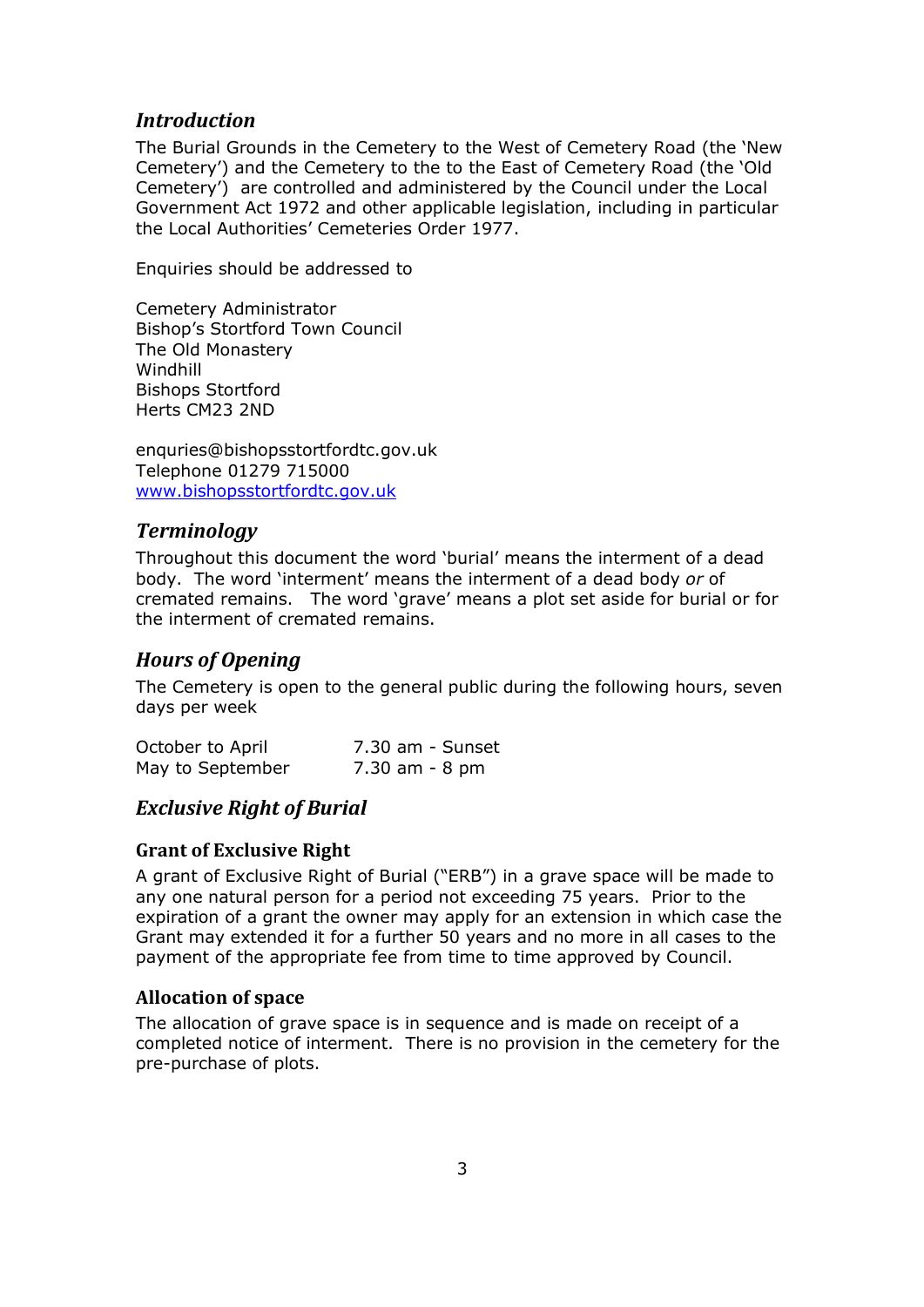## *Introduction*

The Burial Grounds in the Cemetery to the West of Cemetery Road (the 'New Cemetery') and the Cemetery to the to the East of Cemetery Road (the 'Old Cemetery') are controlled and administered by the Council under the Local Government Act 1972 and other applicable legislation, including in particular the Local Authorities' Cemeteries Order 1977.

Enquiries should be addressed to

Cemetery Administrator  
Bishop's Stortford Town Council  
The Old Monastery  
Windhill  
Bishops Stortford  
Herts CM23 2ND

enquries@bishopsstortfordtc.gov.uk  
Telephone 01279 715000  
www.bishopsstortfordtc.gov.uk

## *Terminology*

Throughout this document the word 'burial' means the interment of a dead body. The word 'interment' means the interment of a dead body *or* of cremated remains. The word 'grave' means a plot set aside for burial or for the interment of cremated remains.

## *Hours of Opening*

The Cemetery is open to the general public during the following hours, seven days per week

| | |
|---|---|
| October to April | 7.30 am - Sunset |
| May to September | 7.30 am - 8 pm |

## *Exclusive Right of Burial*

### Grant of Exclusive Right

A grant of Exclusive Right of Burial ("ERB") in a grave space will be made to any one natural person for a period not exceeding 75 years. Prior to the expiration of a grant the owner may apply for an extension in which case the Grant may extended it for a further 50 years and no more in all cases to the payment of the appropriate fee from time to time approved by Council.

### Allocation of space

The allocation of grave space is in sequence and is made on receipt of a completed notice of interment. There is no provision in the cemetery for the pre-purchase of plots.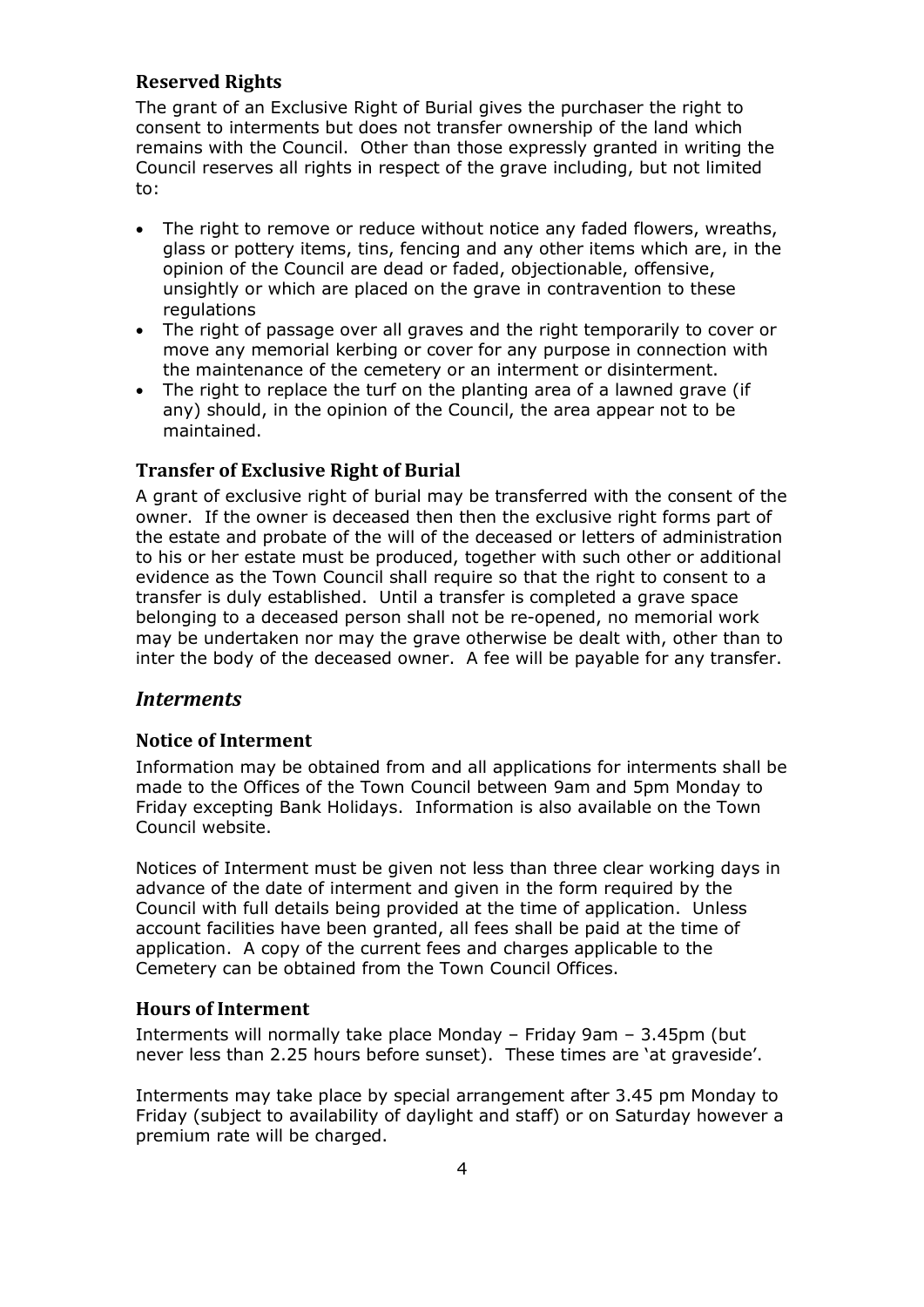### Reserved Rights

The grant of an Exclusive Right of Burial gives the purchaser the right to consent to interments but does not transfer ownership of the land which remains with the Council. Other than those expressly granted in writing the Council reserves all rights in respect of the grave including, but not limited to:

- The right to remove or reduce without notice any faded flowers, wreaths, glass or pottery items, tins, fencing and any other items which are, in the opinion of the Council are dead or faded, objectionable, offensive, unsightly or which are placed on the grave in contravention to these regulations
- The right of passage over all graves and the right temporarily to cover or move any memorial kerbing or cover for any purpose in connection with the maintenance of the cemetery or an interment or disinterment.
- The right to replace the turf on the planting area of a lawned grave (if any) should, in the opinion of the Council, the area appear not to be maintained.

### Transfer of Exclusive Right of Burial

A grant of exclusive right of burial may be transferred with the consent of the owner. If the owner is deceased then then the exclusive right forms part of the estate and probate of the will of the deceased or letters of administration to his or her estate must be produced, together with such other or additional evidence as the Town Council shall require so that the right to consent to a transfer is duly established. Until a transfer is completed a grave space belonging to a deceased person shall not be re-opened, no memorial work may be undertaken nor may the grave otherwise be dealt with, other than to inter the body of the deceased owner. A fee will be payable for any transfer.

## *Interments*

### Notice of Interment

Information may be obtained from and all applications for interments shall be made to the Offices of the Town Council between 9am and 5pm Monday to Friday excepting Bank Holidays. Information is also available on the Town Council website.

Notices of Interment must be given not less than three clear working days in advance of the date of interment and given in the form required by the Council with full details being provided at the time of application. Unless account facilities have been granted, all fees shall be paid at the time of application. A copy of the current fees and charges applicable to the Cemetery can be obtained from the Town Council Offices.

### Hours of Interment

Interments will normally take place Monday – Friday 9am – 3.45pm (but never less than 2.25 hours before sunset). These times are 'at graveside'.

Interments may take place by special arrangement after 3.45 pm Monday to Friday (subject to availability of daylight and staff) or on Saturday however a premium rate will be charged.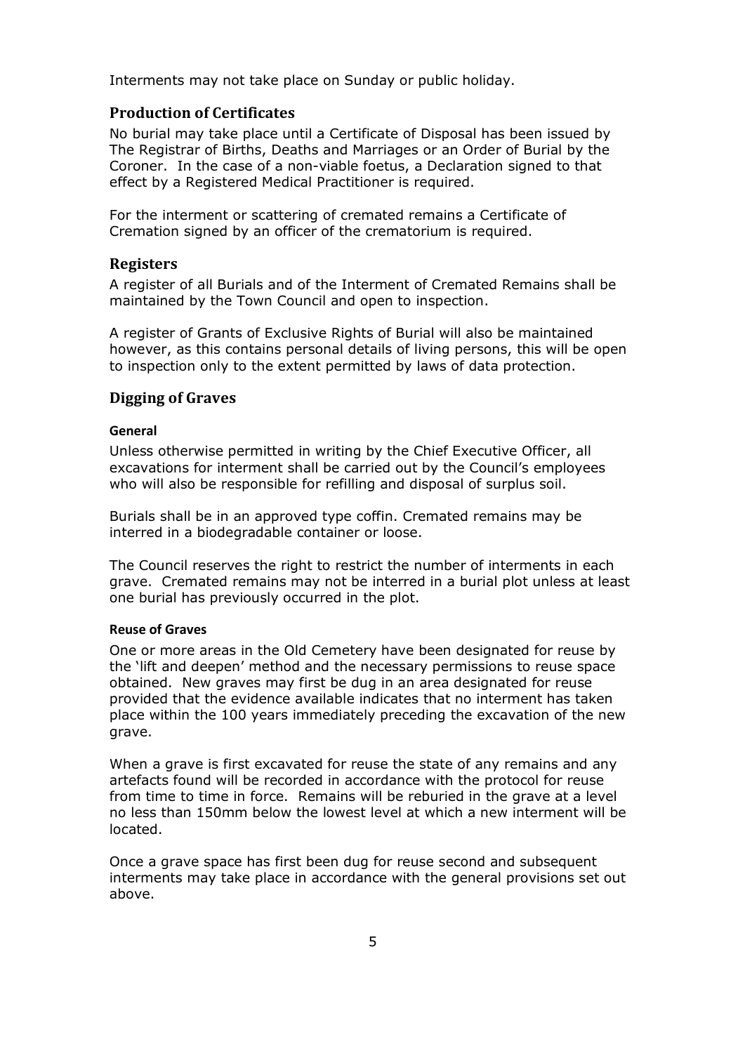Interments may not take place on Sunday or public holiday.

## Production of Certificates

No burial may take place until a Certificate of Disposal has been issued by The Registrar of Births, Deaths and Marriages or an Order of Burial by the Coroner. In the case of a non-viable foetus, a Declaration signed to that effect by a Registered Medical Practitioner is required.

For the interment or scattering of cremated remains a Certificate of Cremation signed by an officer of the crematorium is required.

## Registers

A register of all Burials and of the Interment of Cremated Remains shall be maintained by the Town Council and open to inspection.

A register of Grants of Exclusive Rights of Burial will also be maintained however, as this contains personal details of living persons, this will be open to inspection only to the extent permitted by laws of data protection.

## Digging of Graves

### General

Unless otherwise permitted in writing by the Chief Executive Officer, all excavations for interment shall be carried out by the Council's employees who will also be responsible for refilling and disposal of surplus soil.

Burials shall be in an approved type coffin. Cremated remains may be interred in a biodegradable container or loose.

The Council reserves the right to restrict the number of interments in each grave. Cremated remains may not be interred in a burial plot unless at least one burial has previously occurred in the plot.

### Reuse of Graves

One or more areas in the Old Cemetery have been designated for reuse by the 'lift and deepen' method and the necessary permissions to reuse space obtained. New graves may first be dug in an area designated for reuse provided that the evidence available indicates that no interment has taken place within the 100 years immediately preceding the excavation of the new grave.

When a grave is first excavated for reuse the state of any remains and any artefacts found will be recorded in accordance with the protocol for reuse from time to time in force. Remains will be reburied in the grave at a level no less than 150mm below the lowest level at which a new interment will be located.

Once a grave space has first been dug for reuse second and subsequent interments may take place in accordance with the general provisions set out above.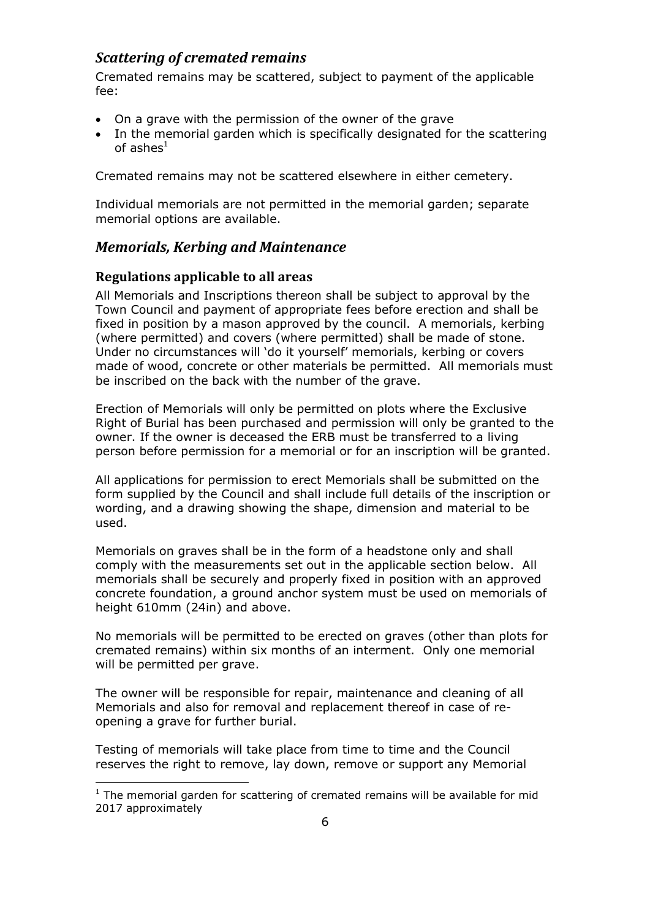## *Scattering of cremated remains*

Cremated remains may be scattered, subject to payment of the applicable fee:

- On a grave with the permission of the owner of the grave
- In the memorial garden which is specifically designated for the scattering of ashes[1]

Cremated remains may not be scattered elsewhere in either cemetery.

Individual memorials are not permitted in the memorial garden; separate memorial options are available.

## *Memorials, Kerbing and Maintenance*

### Regulations applicable to all areas

All Memorials and Inscriptions thereon shall be subject to approval by the Town Council and payment of appropriate fees before erection and shall be fixed in position by a mason approved by the council. A memorials, kerbing (where permitted) and covers (where permitted) shall be made of stone. Under no circumstances will 'do it yourself' memorials, kerbing or covers made of wood, concrete or other materials be permitted. All memorials must be inscribed on the back with the number of the grave.

Erection of Memorials will only be permitted on plots where the Exclusive Right of Burial has been purchased and permission will only be granted to the owner. If the owner is deceased the ERB must be transferred to a living person before permission for a memorial or for an inscription will be granted.

All applications for permission to erect Memorials shall be submitted on the form supplied by the Council and shall include full details of the inscription or wording, and a drawing showing the shape, dimension and material to be used.

Memorials on graves shall be in the form of a headstone only and shall comply with the measurements set out in the applicable section below. All memorials shall be securely and properly fixed in position with an approved concrete foundation, a ground anchor system must be used on memorials of height 610mm (24in) and above.

No memorials will be permitted to be erected on graves (other than plots for cremated remains) within six months of an interment. Only one memorial will be permitted per grave.

The owner will be responsible for repair, maintenance and cleaning of all Memorials and also for removal and replacement thereof in case of re-opening a grave for further burial.

Testing of memorials will take place from time to time and the Council reserves the right to remove, lay down, remove or support any Memorial

[1] The memorial garden for scattering of cremated remains will be available for mid 2017 approximately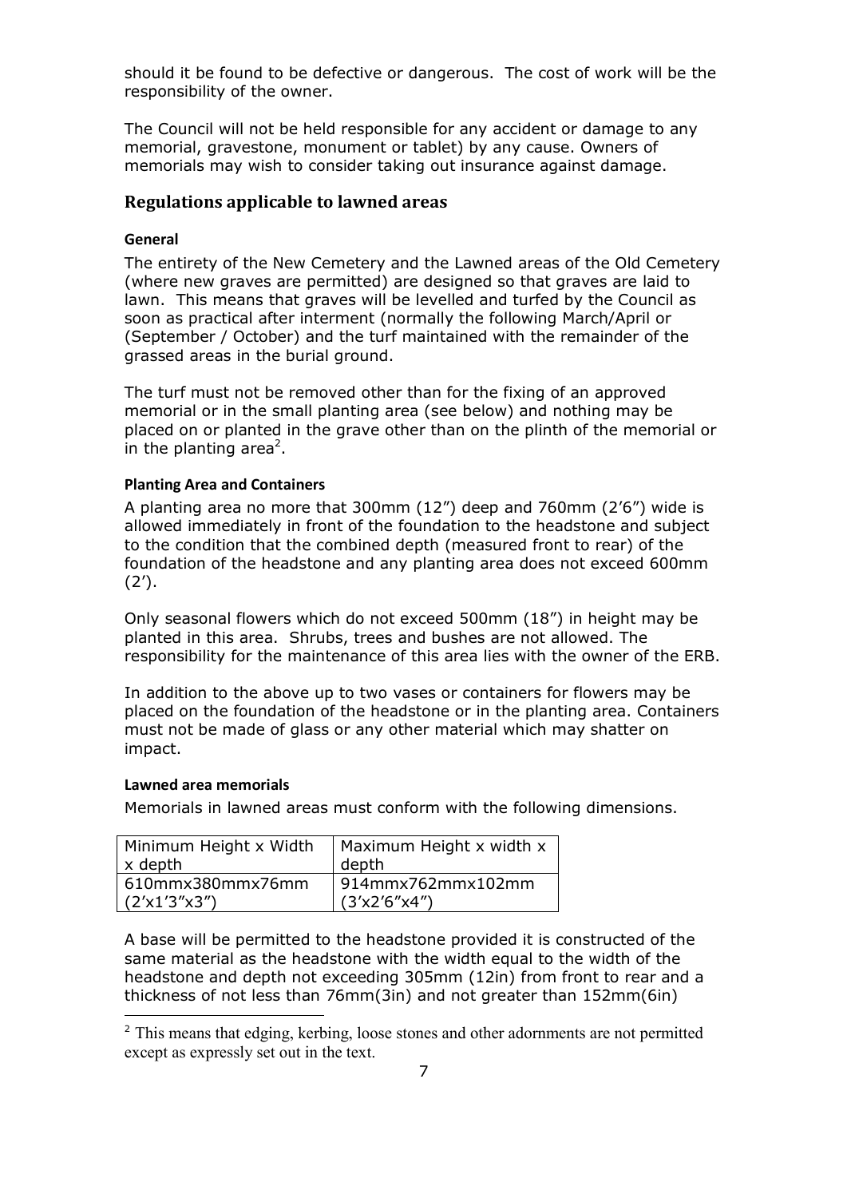should it be found to be defective or dangerous. The cost of work will be the responsibility of the owner.

The Council will not be held responsible for any accident or damage to any memorial, gravestone, monument or tablet) by any cause. Owners of memorials may wish to consider taking out insurance against damage.

## Regulations applicable to lawned areas

### General

The entirety of the New Cemetery and the Lawned areas of the Old Cemetery (where new graves are permitted) are designed so that graves are laid to lawn. This means that graves will be levelled and turfed by the Council as soon as practical after interment (normally the following March/April or (September / October) and the turf maintained with the remainder of the grassed areas in the burial ground.

The turf must not be removed other than for the fixing of an approved memorial or in the small planting area (see below) and nothing may be placed on or planted in the grave other than on the plinth of the memorial or in the planting area[2].

### Planting Area and Containers

A planting area no more that 300mm (12") deep and 760mm (2'6") wide is allowed immediately in front of the foundation to the headstone and subject to the condition that the combined depth (measured front to rear) of the foundation of the headstone and any planting area does not exceed 600mm (2').

Only seasonal flowers which do not exceed 500mm (18") in height may be planted in this area. Shrubs, trees and bushes are not allowed. The responsibility for the maintenance of this area lies with the owner of the ERB.

In addition to the above up to two vases or containers for flowers may be placed on the foundation of the headstone or in the planting area. Containers must not be made of glass or any other material which may shatter on impact.

### Lawned area memorials

Memorials in lawned areas must conform with the following dimensions.

| Minimum Height x Width x depth | Maximum Height x width x depth |
| --- | --- |
| 610mmx380mmx76mm (2'x1'3"x3") | 914mmx762mmx102mm (3'x2'6"x4") |

A base will be permitted to the headstone provided it is constructed of the same material as the headstone with the width equal to the width of the headstone and depth not exceeding 305mm (12in) from front to rear and a thickness of not less than 76mm(3in) and not greater than 152mm(6in)

[2] This means that edging, kerbing, loose stones and other adornments are not permitted except as expressly set out in the text.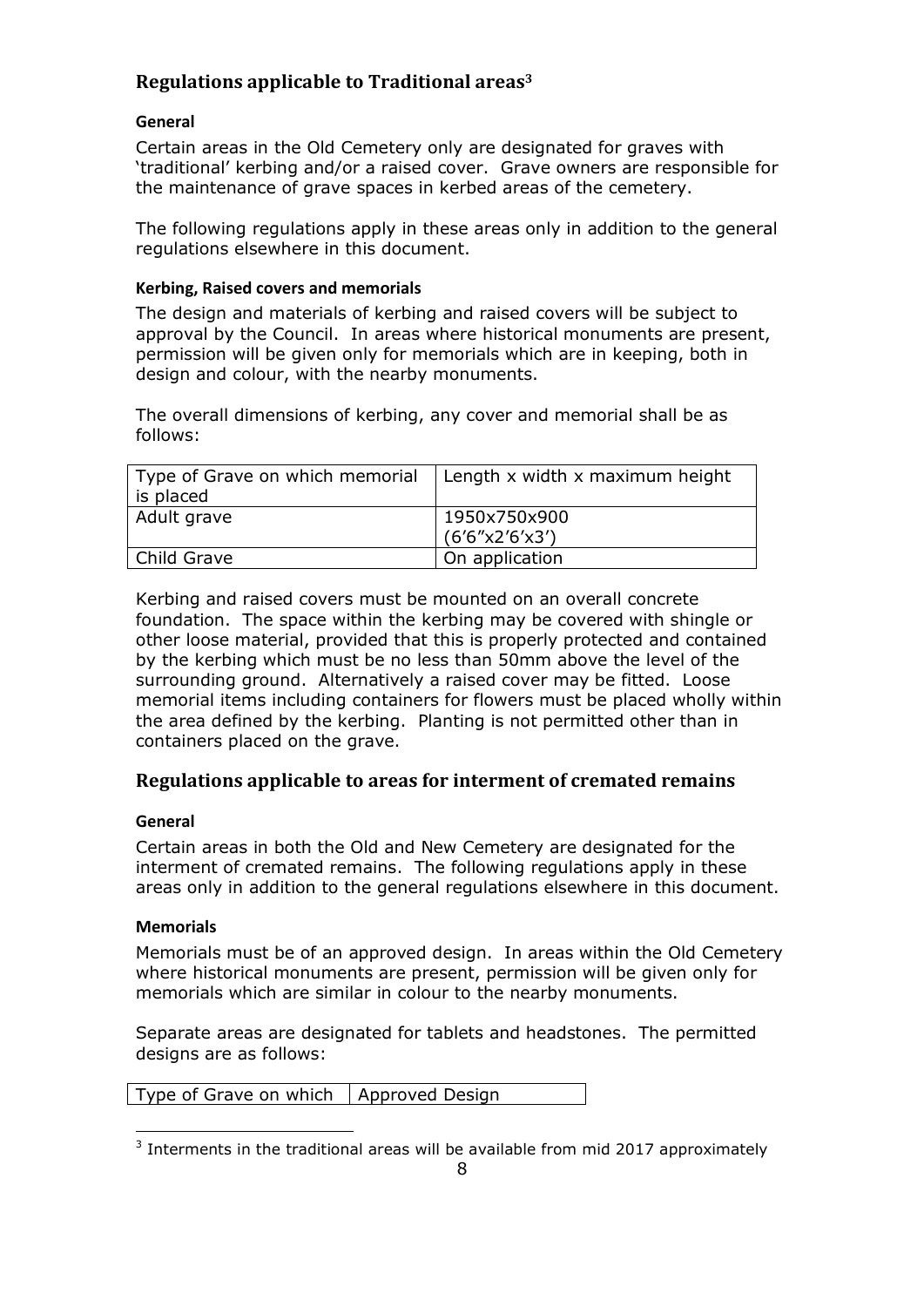## Regulations applicable to Traditional areas[3]

### General

Certain areas in the Old Cemetery only are designated for graves with 'traditional' kerbing and/or a raised cover. Grave owners are responsible for the maintenance of grave spaces in kerbed areas of the cemetery.

The following regulations apply in these areas only in addition to the general regulations elsewhere in this document.

### Kerbing, Raised covers and memorials

The design and materials of kerbing and raised covers will be subject to approval by the Council. In areas where historical monuments are present, permission will be given only for memorials which are in keeping, both in design and colour, with the nearby monuments.

The overall dimensions of kerbing, any cover and memorial shall be as follows:

| Type of Grave on which memorial is placed | Length x width x maximum height |
|---|---|
| Adult grave | 1950x750x900 (6'6"x2'6'x3') |
| Child Grave | On application |

Kerbing and raised covers must be mounted on an overall concrete foundation. The space within the kerbing may be covered with shingle or other loose material, provided that this is properly protected and contained by the kerbing which must be no less than 50mm above the level of the surrounding ground. Alternatively a raised cover may be fitted. Loose memorial items including containers for flowers must be placed wholly within the area defined by the kerbing. Planting is not permitted other than in containers placed on the grave.

## Regulations applicable to areas for interment of cremated remains

### General

Certain areas in both the Old and New Cemetery are designated for the interment of cremated remains. The following regulations apply in these areas only in addition to the general regulations elsewhere in this document.

### Memorials

Memorials must be of an approved design. In areas within the Old Cemetery where historical monuments are present, permission will be given only for memorials which are similar in colour to the nearby monuments.

Separate areas are designated for tablets and headstones. The permitted designs are as follows:

| Type of Grave on which | Approved Design |
|---|---|

[3] Interments in the traditional areas will be available from mid 2017 approximately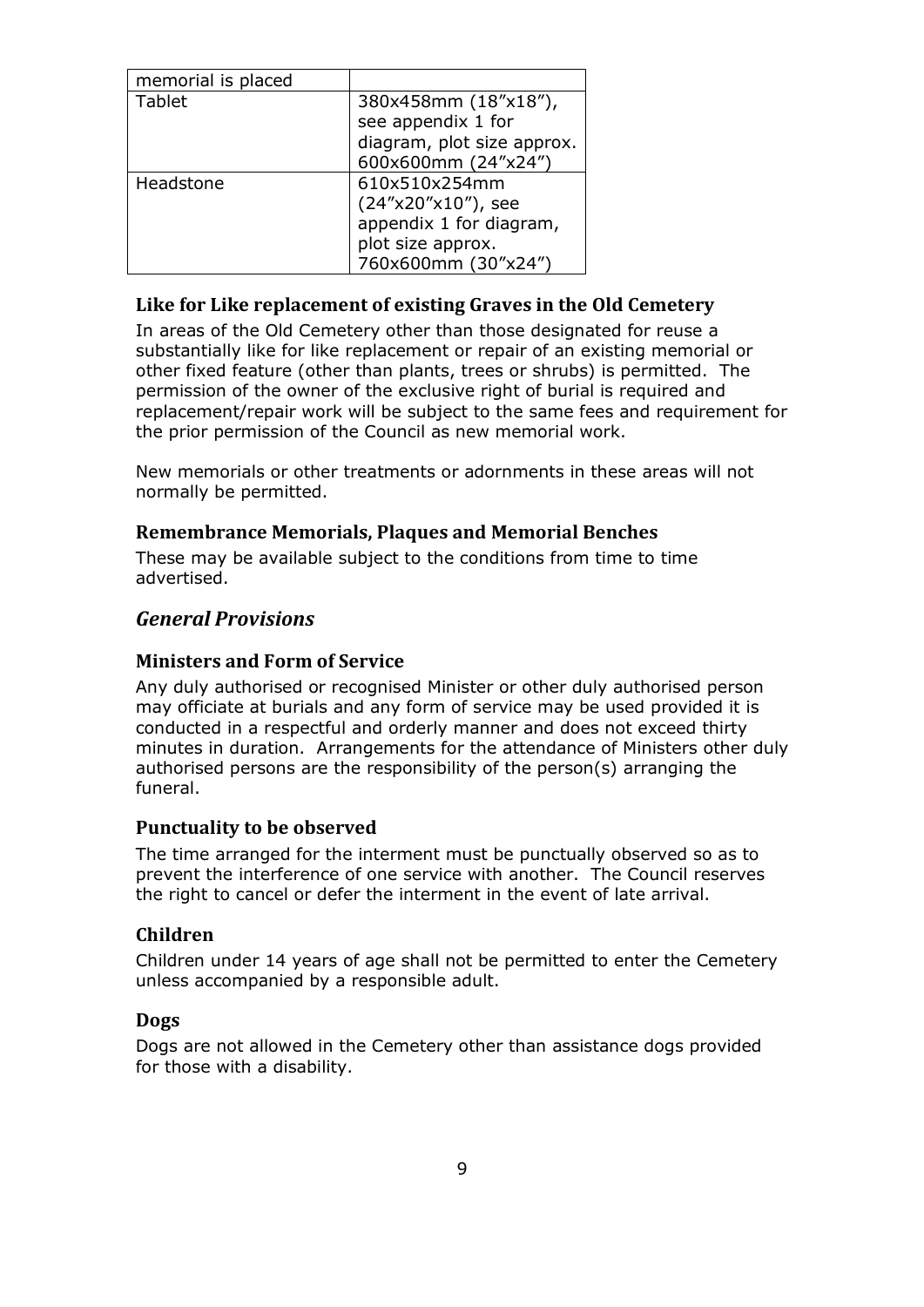| | |
|---|---|
| memorial is placed | |
| Tablet | 380x458mm (18"x18"), see appendix 1 for diagram, plot size approx. 600x600mm (24"x24") |
| Headstone | 610x510x254mm (24"x20"x10"), see appendix 1 for diagram, plot size approx. 760x600mm (30"x24") |

### Like for Like replacement of existing Graves in the Old Cemetery

In areas of the Old Cemetery other than those designated for reuse a substantially like for like replacement or repair of an existing memorial or other fixed feature (other than plants, trees or shrubs) is permitted. The permission of the owner of the exclusive right of burial is required and replacement/repair work will be subject to the same fees and requirement for the prior permission of the Council as new memorial work.

New memorials or other treatments or adornments in these areas will not normally be permitted.

### Remembrance Memorials, Plaques and Memorial Benches

These may be available subject to the conditions from time to time advertised.

## *General Provisions*

### Ministers and Form of Service

Any duly authorised or recognised Minister or other duly authorised person may officiate at burials and any form of service may be used provided it is conducted in a respectful and orderly manner and does not exceed thirty minutes in duration. Arrangements for the attendance of Ministers other duly authorised persons are the responsibility of the person(s) arranging the funeral.

### Punctuality to be observed

The time arranged for the interment must be punctually observed so as to prevent the interference of one service with another. The Council reserves the right to cancel or defer the interment in the event of late arrival.

### Children

Children under 14 years of age shall not be permitted to enter the Cemetery unless accompanied by a responsible adult.

### Dogs

Dogs are not allowed in the Cemetery other than assistance dogs provided for those with a disability.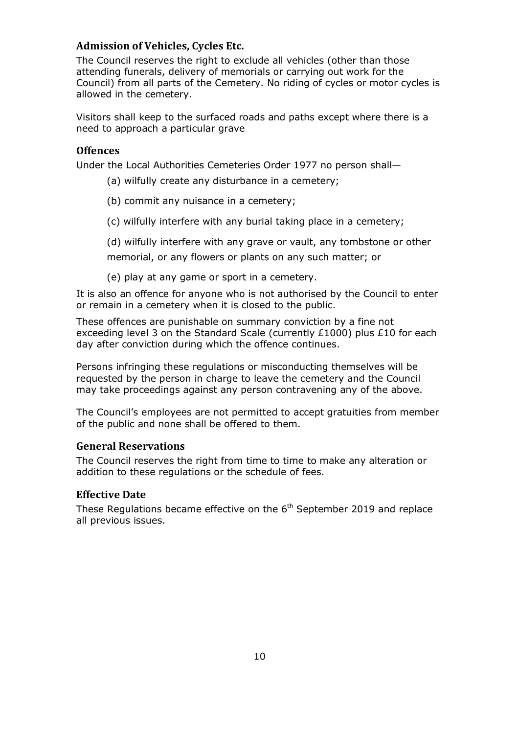## Admission of Vehicles, Cycles Etc.

The Council reserves the right to exclude all vehicles (other than those attending funerals, delivery of memorials or carrying out work for the Council) from all parts of the Cemetery. No riding of cycles or motor cycles is allowed in the cemetery.

Visitors shall keep to the surfaced roads and paths except where there is a need to approach a particular grave

## Offences

Under the Local Authorities Cemeteries Order 1977 no person shall—

(a) wilfully create any disturbance in a cemetery;

(b) commit any nuisance in a cemetery;

(c) wilfully interfere with any burial taking place in a cemetery;

(d) wilfully interfere with any grave or vault, any tombstone or other memorial, or any flowers or plants on any such matter; or

(e) play at any game or sport in a cemetery.

It is also an offence for anyone who is not authorised by the Council to enter or remain in a cemetery when it is closed to the public.

These offences are punishable on summary conviction by a fine not exceeding level 3 on the Standard Scale (currently £1000) plus £10 for each day after conviction during which the offence continues.

Persons infringing these regulations or misconducting themselves will be requested by the person in charge to leave the cemetery and the Council may take proceedings against any person contravening any of the above.

The Council's employees are not permitted to accept gratuities from member of the public and none shall be offered to them.

## General Reservations

The Council reserves the right from time to time to make any alteration or addition to these regulations or the schedule of fees.

## Effective Date

These Regulations became effective on the 6th September 2019 and replace all previous issues.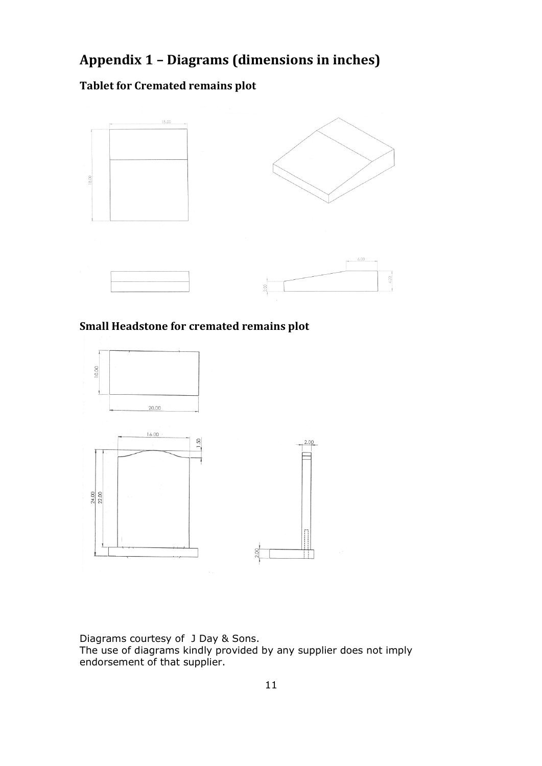# Appendix 1 – Diagrams (dimensions in inches)

## Tablet for Cremated remains plot

15.00

18.00

6.00

2.00

4.00

## Small Headstone for cremated remains plot

10.00

20.00

16.00

1.50

24.00

22.00

2.00

2.00

Diagrams courtesy of J Day & Sons.
The use of diagrams kindly provided by any supplier does not imply endorsement of that supplier.